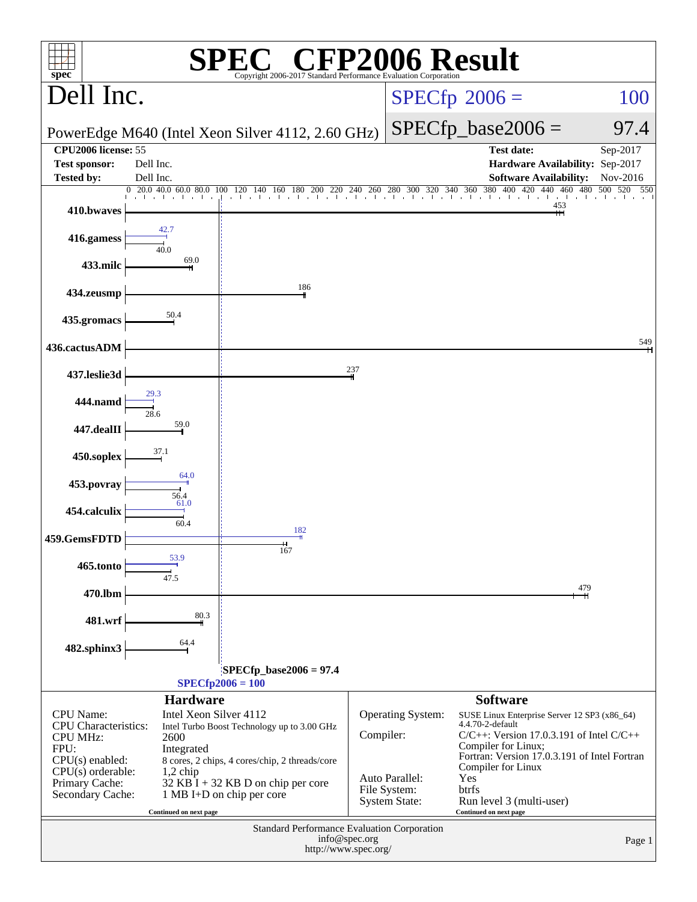# SPEC CFP2006 Result

Copyright 2006-2017 Standard Performance Evaluation Corporation

## Dell Inc.

PowerEdge M640 (Intel Xeon Silver 4112, 2.60 GHz)

SPECfp 2006 = 100

SPECfp_base2006 = 97.4

| | | | |
|---|---|---|---|
| **CPU2006 license:** 55 | | **Test date:** | Sep-2017 |
| **Test sponsor:** | Dell Inc. | **Hardware Availability:** | Sep-2017 |
| **Tested by:** | Dell Inc. | **Software Availability:** | Nov-2016 |

| Benchmark | Peak | Base |
|---|---|---|
| 410.bwaves | | 453 |
| 416.gamess | 42.7 | 40.0 |
| 433.milc | | 69.0 |
| 434.zeusmp | | 186 |
| 435.gromacs | | 50.4 |
| 436.cactusADM | | 549 |
| 437.leslie3d | | 237 |
| 444.namd | 29.3 | 28.6 |
| 447.dealII | | 59.0 |
| 450.soplex | | 37.1 |
| 453.povray | 64.0 | 56.4 |
| 454.calculix | 61.0 | 60.4 |
| 459.GemsFDTD | 182 | 167 |
| 465.tonto | 53.9 | 47.5 |
| 470.lbm | | 479 |
| 481.wrf | | 80.3 |
| 482.sphinx3 | | 64.4 |

SPECfp_base2006 = 97.4

SPECfp2006 = 100

### Hardware

| | |
|---|---|
| CPU Name: | Intel Xeon Silver 4112 |
| CPU Characteristics: | Intel Turbo Boost Technology up to 3.00 GHz |
| CPU MHz: | 2600 |
| FPU: | Integrated |
| CPU(s) enabled: | 8 cores, 2 chips, 4 cores/chip, 2 threads/core |
| CPU(s) orderable: | 1,2 chip |
| Primary Cache: | 32 KB I + 32 KB D on chip per core |
| Secondary Cache: | 1 MB I+D on chip per core |

Continued on next page

### Software

| | |
|---|---|
| Operating System: | SUSE Linux Enterprise Server 12 SP3 (x86_64) 4.4.70-2-default |
| Compiler: | C/C++: Version 17.0.3.191 of Intel C/C++ Compiler for Linux; Fortran: Version 17.0.3.191 of Intel Fortran Compiler for Linux |
| Auto Parallel: | Yes |
| File System: | btrfs |
| System State: | Run level 3 (multi-user) |

Continued on next page

Standard Performance Evaluation Corporation
info@spec.org
http://www.spec.org/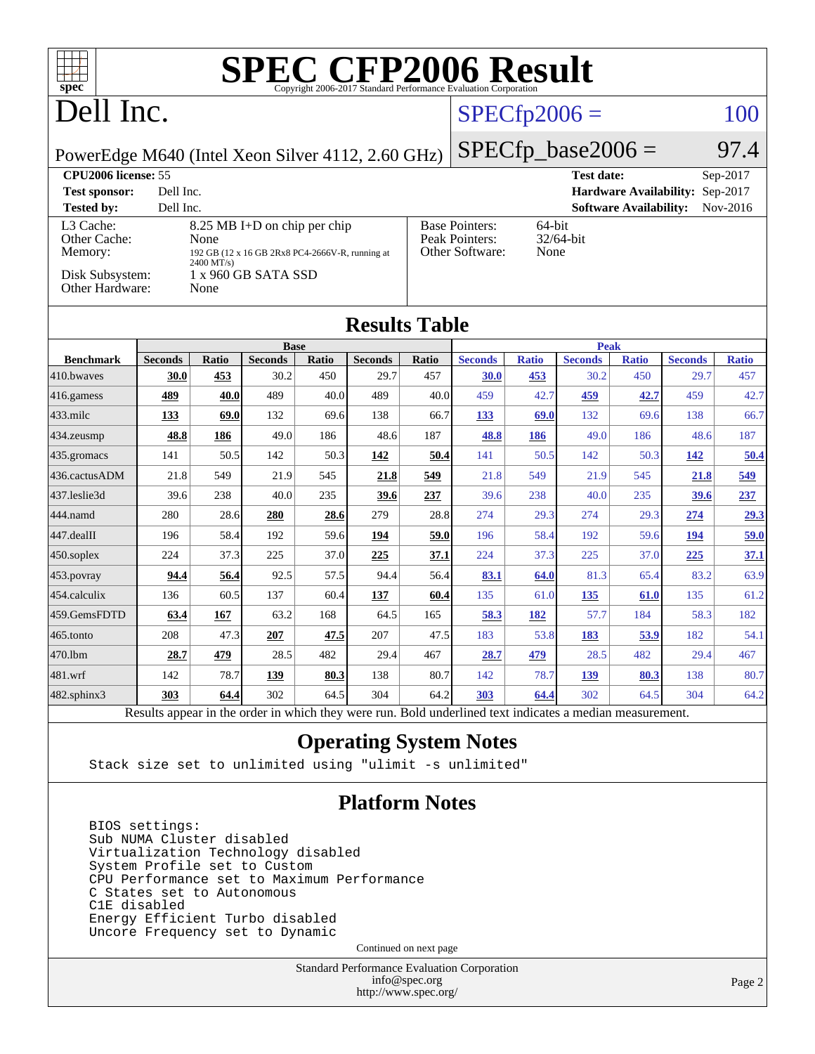# SPEC CFP2006 Result

Copyright 2006-2017 Standard Performance Evaluation Corporation

# Dell Inc.

PowerEdge M640 (Intel Xeon Silver 4112, 2.60 GHz)

SPECfp2006 = 100

SPECfp_base2006 = 97.4

| | | | |
|---|---|---|---|
| **CPU2006 license:** 55 | | **Test date:** | Sep-2017 |
| **Test sponsor:** | Dell Inc. | **Hardware Availability:** | Sep-2017 |
| **Tested by:** | Dell Inc. | **Software Availability:** | Nov-2016 |

| | | | |
|---|---|---|---|
| L3 Cache: | 8.25 MB I+D on chip per chip | Base Pointers: | 64-bit |
| Other Cache: | None | Peak Pointers: | 32/64-bit |
| Memory: | 192 GB (12 x 16 GB 2Rx8 PC4-2666V-R, running at 2400 MT/s) | Other Software: | None |
| Disk Subsystem: | 1 x 960 GB SATA SSD | | |
| Other Hardware: | None | | |

## Results Table

| Benchmark | Base | | | | | | Peak | | | | | |
|---|---|---|---|---|---|---|---|---|---|---|---|---|
| | Seconds | Ratio | Seconds | Ratio | Seconds | Ratio | Seconds | Ratio | Seconds | Ratio | Seconds | Ratio |
| 410.bwaves | **30.0** | **453** | 30.2 | 450 | 29.7 | 457 | **30.0** | **453** | 30.2 | 450 | 29.7 | 457 |
| 416.gamess | **489** | **40.0** | 489 | 40.0 | 489 | 40.0 | 459 | 42.7 | **459** | **42.7** | 459 | 42.7 |
| 433.milc | **133** | **69.0** | 132 | 69.6 | 138 | 66.7 | **133** | **69.0** | 132 | 69.6 | 138 | 66.7 |
| 434.zeusmp | **48.8** | **186** | 49.0 | 186 | 48.6 | 187 | **48.8** | **186** | 49.0 | 186 | 48.6 | 187 |
| 435.gromacs | 141 | 50.5 | 142 | 50.3 | **142** | **50.4** | 141 | 50.5 | 142 | 50.3 | **142** | **50.4** |
| 436.cactusADM | 21.8 | 549 | 21.9 | 545 | **21.8** | **549** | 21.8 | 549 | 21.9 | 545 | **21.8** | **549** |
| 437.leslie3d | 39.6 | 238 | 40.0 | 235 | **39.6** | **237** | 39.6 | 238 | 40.0 | 235 | **39.6** | **237** |
| 444.namd | 280 | 28.6 | **280** | **28.6** | 279 | 28.8 | 274 | 29.3 | 274 | 29.3 | **274** | **29.3** |
| 447.dealII | 196 | 58.4 | 192 | 59.6 | **194** | **59.0** | 196 | 58.4 | 192 | 59.6 | **194** | **59.0** |
| 450.soplex | 224 | 37.3 | 225 | 37.0 | **225** | **37.1** | 224 | 37.3 | 225 | 37.0 | **225** | **37.1** |
| 453.povray | **94.4** | **56.4** | 92.5 | 57.5 | 94.4 | 56.4 | **83.1** | **64.0** | 81.3 | 65.4 | 83.2 | 63.9 |
| 454.calculix | 136 | 60.5 | 137 | 60.4 | **137** | **60.4** | 135 | 61.0 | **135** | **61.0** | 135 | 61.2 |
| 459.GemsFDTD | **63.4** | **167** | 63.2 | 168 | 64.5 | 165 | **58.3** | **182** | 57.7 | 184 | 58.3 | 182 |
| 465.tonto | 208 | 47.3 | **207** | **47.5** | 207 | 47.5 | 183 | 53.8 | **183** | **53.9** | 182 | 54.1 |
| 470.lbm | **28.7** | **479** | 28.5 | 482 | 29.4 | 467 | **28.7** | **479** | 28.5 | 482 | 29.4 | 467 |
| 481.wrf | 142 | 78.7 | **139** | **80.3** | 138 | 80.7 | 142 | 78.7 | **139** | **80.3** | 138 | 80.7 |
| 482.sphinx3 | **303** | **64.4** | 302 | 64.5 | 304 | 64.2 | **303** | **64.4** | 302 | 64.5 | 304 | 64.2 |

Results appear in the order in which they were run. Bold underlined text indicates a median measurement.

## Operating System Notes

```
Stack size set to unlimited using "ulimit -s unlimited"
```

## Platform Notes

```
BIOS settings:
Sub NUMA Cluster disabled
Virtualization Technology disabled
System Profile set to Custom
CPU Performance set to Maximum Performance
C States set to Autonomous
C1E disabled
Energy Efficient Turbo disabled
Uncore Frequency set to Dynamic
```

Continued on next page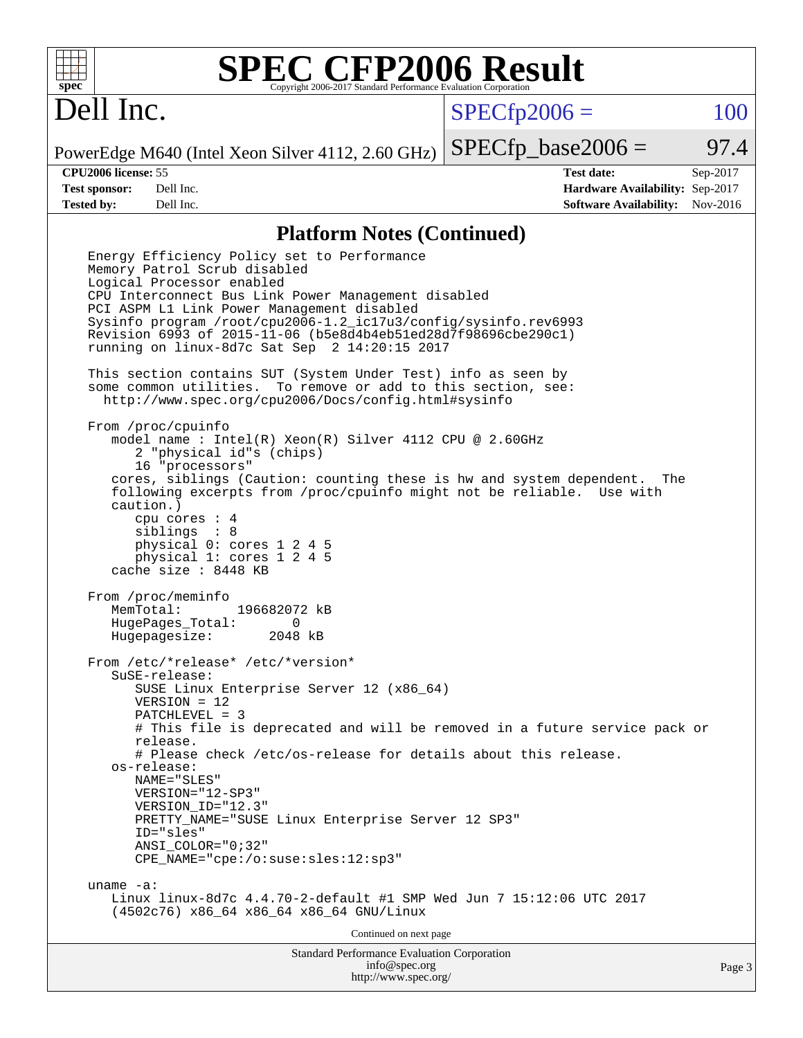## Platform Notes (Continued)

```
Energy Efficiency Policy set to Performance
Memory Patrol Scrub disabled
Logical Processor enabled
CPU Interconnect Bus Link Power Management disabled
PCI ASPM L1 Link Power Management disabled
Sysinfo program /root/cpu2006-1.2_ic17u3/config/sysinfo.rev6993
Revision 6993 of 2015-11-06 (b5e8d4b4eb51ed28d7f98696cbe290c1)
running on linux-8d7c Sat Sep  2 14:20:15 2017

This section contains SUT (System Under Test) info as seen by
some common utilities.  To remove or add to this section, see:
  http://www.spec.org/cpu2006/Docs/config.html#sysinfo

From /proc/cpuinfo
   model name : Intel(R) Xeon(R) Silver 4112 CPU @ 2.60GHz
      2 "physical id"s (chips)
      16 "processors"
   cores, siblings (Caution: counting these is hw and system dependent.  The
   following excerpts from /proc/cpuinfo might not be reliable.  Use with
   caution.)
      cpu cores : 4
      siblings  : 8
      physical 0: cores 1 2 4 5
      physical 1: cores 1 2 4 5
   cache size : 8448 KB

From /proc/meminfo
   MemTotal:       196682072 kB
   HugePages_Total:       0
   Hugepagesize:       2048 kB

From /etc/*release* /etc/*version*
   SuSE-release:
      SUSE Linux Enterprise Server 12 (x86_64)
      VERSION = 12
      PATCHLEVEL = 3
      # This file is deprecated and will be removed in a future service pack or
      release.
      # Please check /etc/os-release for details about this release.
   os-release:
      NAME="SLES"
      VERSION="12-SP3"
      VERSION_ID="12.3"
      PRETTY_NAME="SUSE Linux Enterprise Server 12 SP3"
      ID="sles"
      ANSI_COLOR="0;32"
      CPE_NAME="cpe:/o:suse:sles:12:sp3"

uname -a:
   Linux linux-8d7c 4.4.70-2-default #1 SMP Wed Jun 7 15:12:06 UTC 2017
   (4502c76) x86_64 x86_64 x86_64 GNU/Linux
```

Continued on next page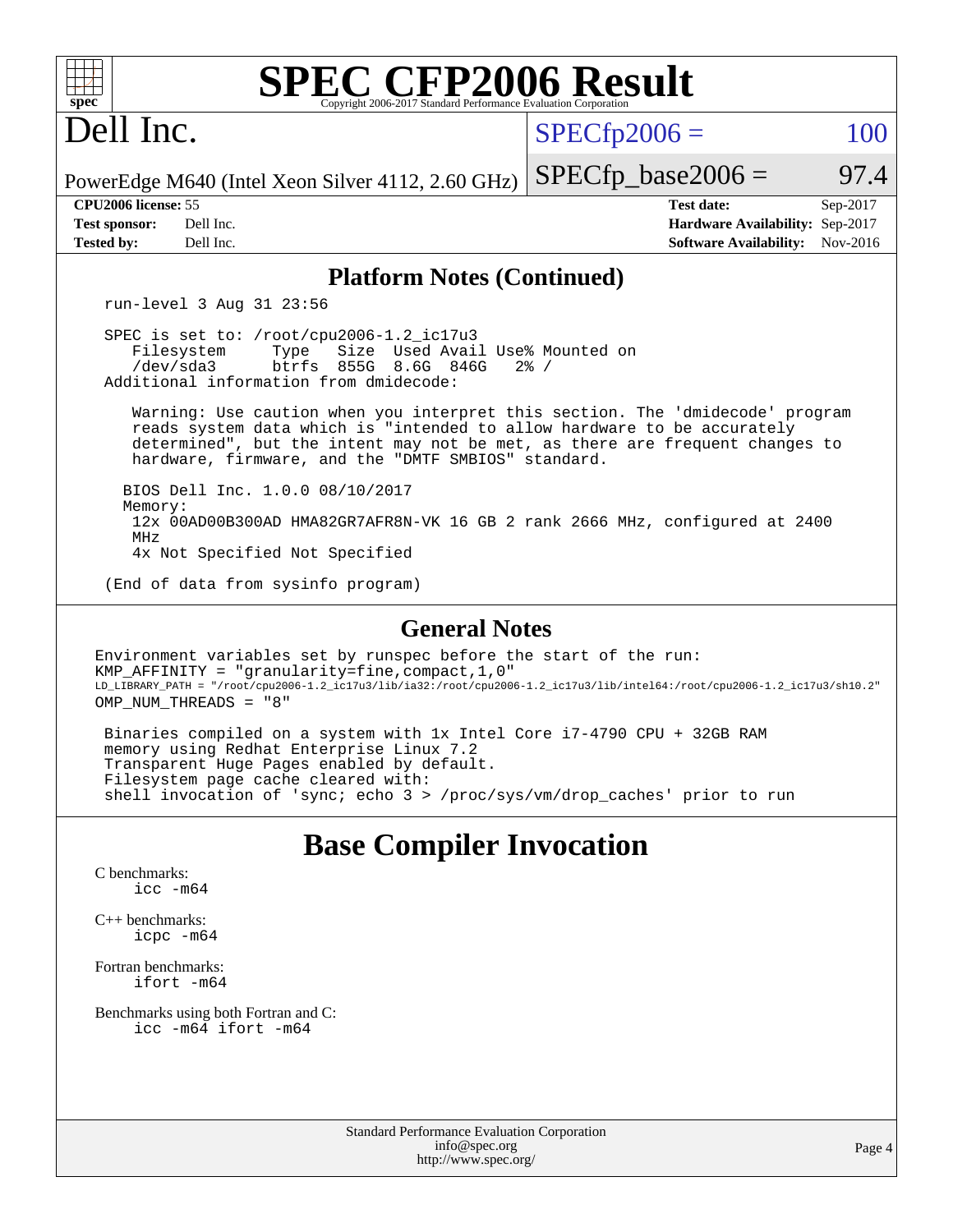## Platform Notes (Continued)

```
run-level 3 Aug 31 23:56

SPEC is set to: /root/cpu2006-1.2_ic17u3
   Filesystem     Type   Size  Used Avail Use% Mounted on
   /dev/sda3      btrfs  855G  8.6G  846G   2% /
Additional information from dmidecode:

   Warning: Use caution when you interpret this section. The 'dmidecode' program
   reads system data which is "intended to allow hardware to be accurately
   determined", but the intent may not be met, as there are frequent changes to
   hardware, firmware, and the "DMTF SMBIOS" standard.

  BIOS Dell Inc. 1.0.0 08/10/2017
  Memory:
   12x 00AD00B300AD HMA82GR7AFR8N-VK 16 GB 2 rank 2666 MHz, configured at 2400
   MHz
   4x Not Specified Not Specified

(End of data from sysinfo program)
```

## General Notes

```
Environment variables set by runspec before the start of the run:
KMP_AFFINITY = "granularity=fine,compact,1,0"
LD_LIBRARY_PATH = "/root/cpu2006-1.2_ic17u3/lib/ia32:/root/cpu2006-1.2_ic17u3/lib/intel64:/root/cpu2006-1.2_ic17u3/sh10.2"
OMP_NUM_THREADS = "8"

 Binaries compiled on a system with 1x Intel Core i7-4790 CPU + 32GB RAM
 memory using Redhat Enterprise Linux 7.2
 Transparent Huge Pages enabled by default.
 Filesystem page cache cleared with:
 shell invocation of 'sync; echo 3 > /proc/sys/vm/drop_caches' prior to run
```

# Base Compiler Invocation

C benchmarks:
    icc -m64

C++ benchmarks:
    icpc -m64

Fortran benchmarks:
    ifort -m64

Benchmarks using both Fortran and C:
    icc -m64 ifort -m64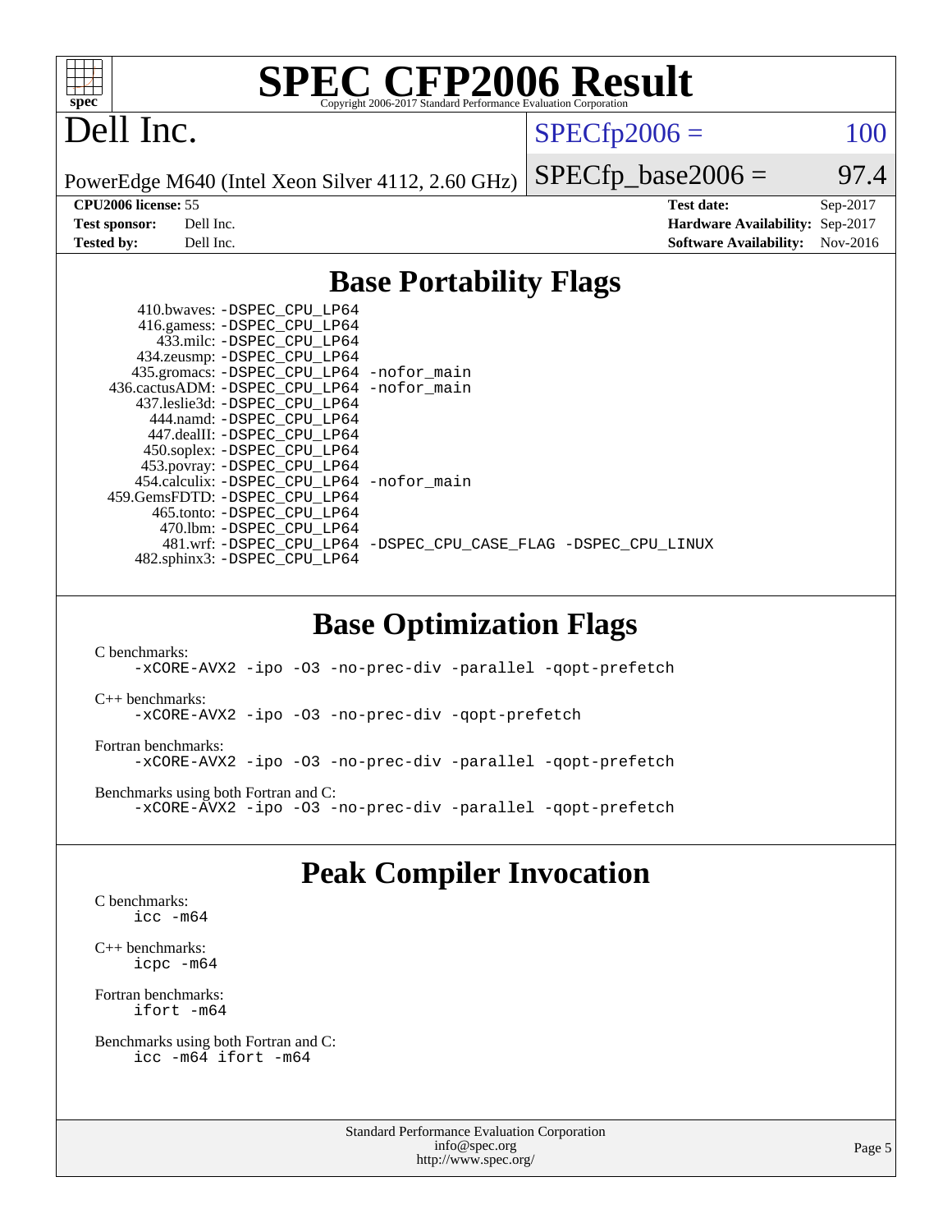# SPEC CFP2006 Result

Copyright 2006-2017 Standard Performance Evaluation Corporation

## Dell Inc.

PowerEdge M640 (Intel Xeon Silver 4112, 2.60 GHz)

SPECfp2006 = 100

SPECfp_base2006 = 97.4

| | | | |
|---|---|---|---|
| **CPU2006 license:** 55 | | **Test date:** | Sep-2017 |
| **Test sponsor:** | Dell Inc. | **Hardware Availability:** | Sep-2017 |
| **Tested by:** | Dell Inc. | **Software Availability:** | Nov-2016 |

## Base Portability Flags

```
     410.bwaves: -DSPEC_CPU_LP64
     416.gamess: -DSPEC_CPU_LP64
       433.milc: -DSPEC_CPU_LP64
     434.zeusmp: -DSPEC_CPU_LP64
    435.gromacs: -DSPEC_CPU_LP64 -nofor_main
 436.cactusADM: -DSPEC_CPU_LP64 -nofor_main
   437.leslie3d: -DSPEC_CPU_LP64
       444.namd: -DSPEC_CPU_LP64
     447.dealII: -DSPEC_CPU_LP64
     450.soplex: -DSPEC_CPU_LP64
     453.povray: -DSPEC_CPU_LP64
   454.calculix: -DSPEC_CPU_LP64 -nofor_main
  459.GemsFDTD: -DSPEC_CPU_LP64
      465.tonto: -DSPEC_CPU_LP64
        470.lbm: -DSPEC_CPU_LP64
        481.wrf: -DSPEC_CPU_LP64 -DSPEC_CPU_CASE_FLAG -DSPEC_CPU_LINUX
    482.sphinx3: -DSPEC_CPU_LP64
```

## Base Optimization Flags

C benchmarks:
```
-xCORE-AVX2 -ipo -O3 -no-prec-div -parallel -qopt-prefetch
```

C++ benchmarks:
```
-xCORE-AVX2 -ipo -O3 -no-prec-div -qopt-prefetch
```

Fortran benchmarks:
```
-xCORE-AVX2 -ipo -O3 -no-prec-div -parallel -qopt-prefetch
```

Benchmarks using both Fortran and C:
```
-xCORE-AVX2 -ipo -O3 -no-prec-div -parallel -qopt-prefetch
```

## Peak Compiler Invocation

C benchmarks:
```
icc -m64
```

C++ benchmarks:
```
icpc -m64
```

Fortran benchmarks:
```
ifort -m64
```

Benchmarks using both Fortran and C:
```
icc -m64 ifort -m64
```

Standard Performance Evaluation Corporation
info@spec.org
http://www.spec.org/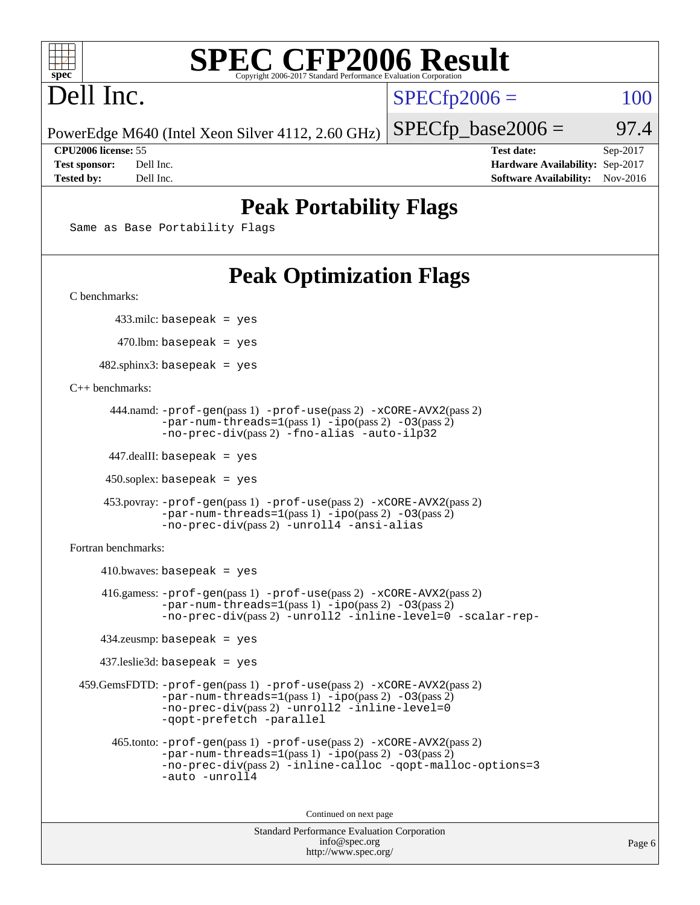# SPEC CFP2006 Result

Copyright 2006-2017 Standard Performance Evaluation Corporation

# Dell Inc.

PowerEdge M640 (Intel Xeon Silver 4112, 2.60 GHz)

SPECfp2006 = 100

SPECfp_base2006 = 97.4

| | | | |
|---|---|---|---|
| **CPU2006 license:** 55 | | **Test date:** | Sep-2017 |
| **Test sponsor:** | Dell Inc. | **Hardware Availability:** | Sep-2017 |
| **Tested by:** | Dell Inc. | **Software Availability:** | Nov-2016 |

## Peak Portability Flags

Same as Base Portability Flags

## Peak Optimization Flags

C benchmarks:

433.milc: basepeak = yes

470.lbm: basepeak = yes

482.sphinx3: basepeak = yes

C++ benchmarks:

444.namd: -prof-gen(pass 1) -prof-use(pass 2) -xCORE-AVX2(pass 2) -par-num-threads=1(pass 1) -ipo(pass 2) -O3(pass 2) -no-prec-div(pass 2) -fno-alias -auto-ilp32

447.dealII: basepeak = yes

450.soplex: basepeak = yes

453.povray: -prof-gen(pass 1) -prof-use(pass 2) -xCORE-AVX2(pass 2) -par-num-threads=1(pass 1) -ipo(pass 2) -O3(pass 2) -no-prec-div(pass 2) -unroll4 -ansi-alias

Fortran benchmarks:

410.bwaves: basepeak = yes

416.gamess: -prof-gen(pass 1) -prof-use(pass 2) -xCORE-AVX2(pass 2) -par-num-threads=1(pass 1) -ipo(pass 2) -O3(pass 2) -no-prec-div(pass 2) -unroll2 -inline-level=0 -scalar-rep-

434.zeusmp: basepeak = yes

437.leslie3d: basepeak = yes

459.GemsFDTD: -prof-gen(pass 1) -prof-use(pass 2) -xCORE-AVX2(pass 2) -par-num-threads=1(pass 1) -ipo(pass 2) -O3(pass 2) -no-prec-div(pass 2) -unroll2 -inline-level=0 -qopt-prefetch -parallel

465.tonto: -prof-gen(pass 1) -prof-use(pass 2) -xCORE-AVX2(pass 2) -par-num-threads=1(pass 1) -ipo(pass 2) -O3(pass 2) -no-prec-div(pass 2) -inline-calloc -qopt-malloc-options=3 -auto -unroll4

Continued on next page

Standard Performance Evaluation Corporation
info@spec.org
http://www.spec.org/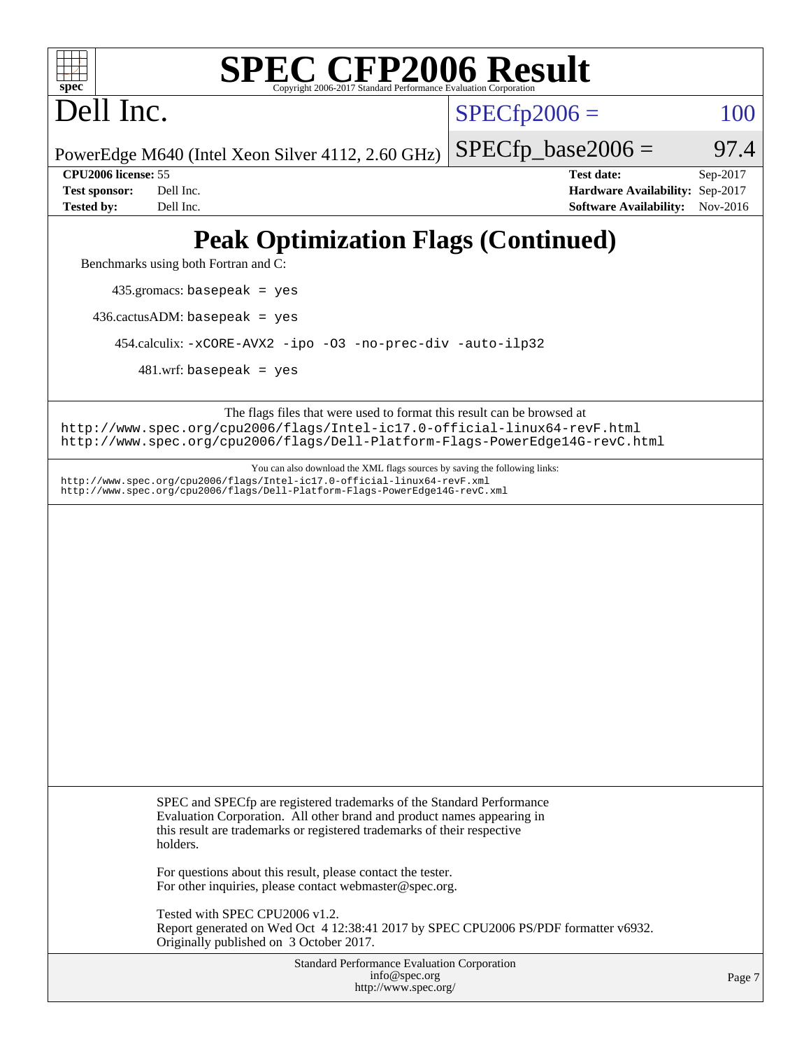# SPEC CFP2006 Result

Copyright 2006-2017 Standard Performance Evaluation Corporation

Dell Inc.

PowerEdge M640 (Intel Xeon Silver 4112, 2.60 GHz)

SPECfp2006 = 100

SPECfp_base2006 = 97.4

| | | | |
|---|---|---|---|
| **CPU2006 license:** 55 | | **Test date:** | Sep-2017 |
| **Test sponsor:** | Dell Inc. | **Hardware Availability:** | Sep-2017 |
| **Tested by:** | Dell Inc. | **Software Availability:** | Nov-2016 |

## Peak Optimization Flags (Continued)

Benchmarks using both Fortran and C:

435.gromacs: basepeak = yes

436.cactusADM: basepeak = yes

454.calculix: -xCORE-AVX2 -ipo -O3 -no-prec-div -auto-ilp32

481.wrf: basepeak = yes

The flags files that were used to format this result can be browsed at
http://www.spec.org/cpu2006/flags/Intel-ic17.0-official-linux64-revF.html
http://www.spec.org/cpu2006/flags/Dell-Platform-Flags-PowerEdge14G-revC.html

You can also download the XML flags sources by saving the following links:
http://www.spec.org/cpu2006/flags/Intel-ic17.0-official-linux64-revF.xml
http://www.spec.org/cpu2006/flags/Dell-Platform-Flags-PowerEdge14G-revC.xml

SPEC and SPECfp are registered trademarks of the Standard Performance Evaluation Corporation. All other brand and product names appearing in this result are trademarks or registered trademarks of their respective holders.

For questions about this result, please contact the tester.
For other inquiries, please contact webmaster@spec.org.

Tested with SPEC CPU2006 v1.2.
Report generated on Wed Oct 4 12:38:41 2017 by SPEC CPU2006 PS/PDF formatter v6932.
Originally published on 3 October 2017.

Standard Performance Evaluation Corporation
info@spec.org
http://www.spec.org/